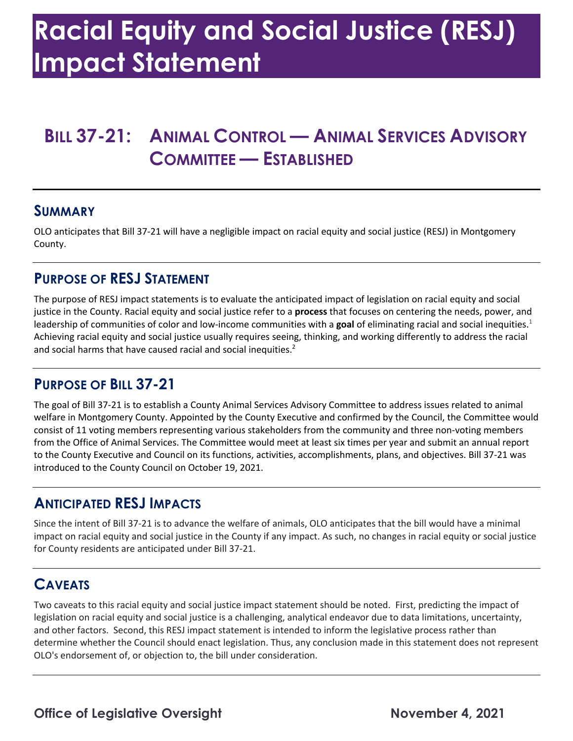# Racial Equity and Social Justice (RESJ) Impact Statement

## Bill 37-21: Animal Control — Animal Services Advisory Committee — Established

### Summary

OLO anticipates that Bill 37-21 will have a negligible impact on racial equity and social justice (RESJ) in Montgomery County.

### Purpose of RESJ Statement

The purpose of RESJ impact statements is to evaluate the anticipated impact of legislation on racial equity and social justice in the County. Racial equity and social justice refer to a **process** that focuses on centering the needs, power, and leadership of communities of color and low-income communities with a **goal** of eliminating racial and social inequities.[1] Achieving racial equity and social justice usually requires seeing, thinking, and working differently to address the racial and social harms that have caused racial and social inequities.[2]

### Purpose of Bill 37-21

The goal of Bill 37-21 is to establish a County Animal Services Advisory Committee to address issues related to animal welfare in Montgomery County. Appointed by the County Executive and confirmed by the Council, the Committee would consist of 11 voting members representing various stakeholders from the community and three non-voting members from the Office of Animal Services. The Committee would meet at least six times per year and submit an annual report to the County Executive and Council on its functions, activities, accomplishments, plans, and objectives. Bill 37-21 was introduced to the County Council on October 19, 2021.

### Anticipated RESJ Impacts

Since the intent of Bill 37-21 is to advance the welfare of animals, OLO anticipates that the bill would have a minimal impact on racial equity and social justice in the County if any impact. As such, no changes in racial equity or social justice for County residents are anticipated under Bill 37-21.

### Caveats

Two caveats to this racial equity and social justice impact statement should be noted. First, predicting the impact of legislation on racial equity and social justice is a challenging, analytical endeavor due to data limitations, uncertainty, and other factors. Second, this RESJ impact statement is intended to inform the legislative process rather than determine whether the Council should enact legislation. Thus, any conclusion made in this statement does not represent OLO's endorsement of, or objection to, the bill under consideration.

**Office of Legislative Oversight** **November 4, 2021**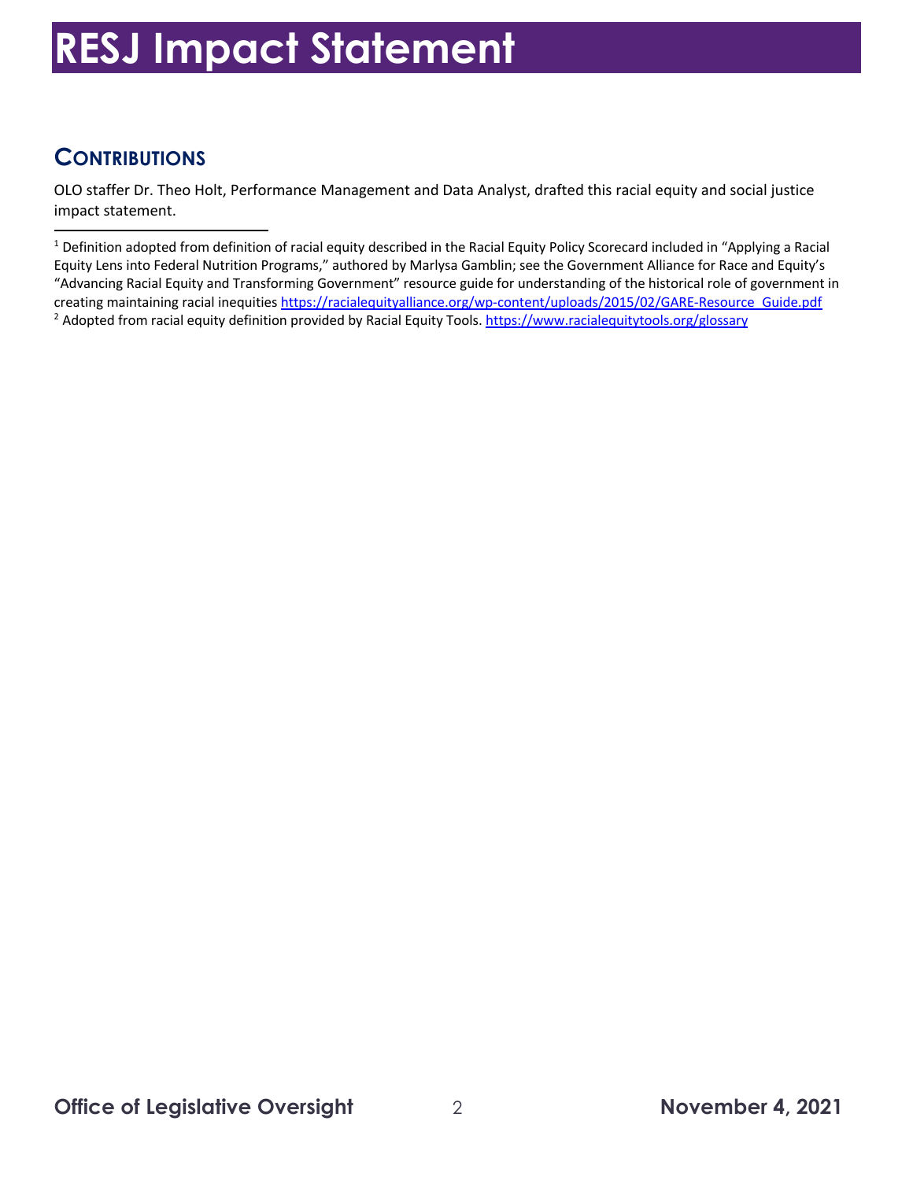## Contributions

OLO staffer Dr. Theo Holt, Performance Management and Data Analyst, drafted this racial equity and social justice impact statement.

---

[1] Definition adopted from definition of racial equity described in the Racial Equity Policy Scorecard included in "Applying a Racial Equity Lens into Federal Nutrition Programs," authored by Marlysa Gamblin; see the Government Alliance for Race and Equity's "Advancing Racial Equity and Transforming Government" resource guide for understanding of the historical role of government in creating maintaining racial inequities https://racialequityalliance.org/wp-content/uploads/2015/02/GARE-Resource_Guide.pdf

[2] Adopted from racial equity definition provided by Racial Equity Tools. https://www.racialequitytools.org/glossary